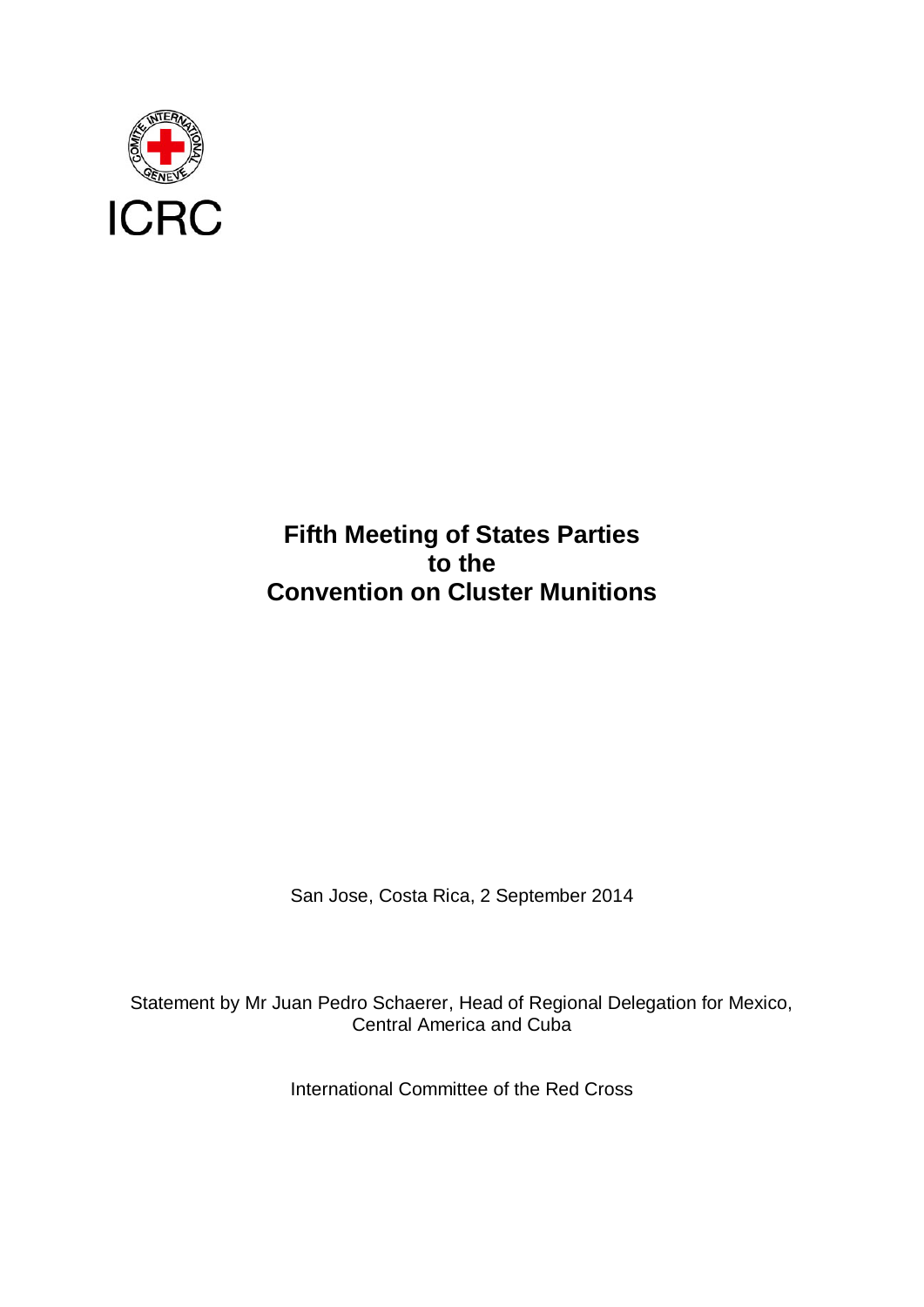ICRC

# Fifth Meeting of States Parties to the Convention on Cluster Munitions

San Jose, Costa Rica, 2 September 2014

Statement by Mr Juan Pedro Schaerer, Head of Regional Delegation for Mexico, Central America and Cuba

International Committee of the Red Cross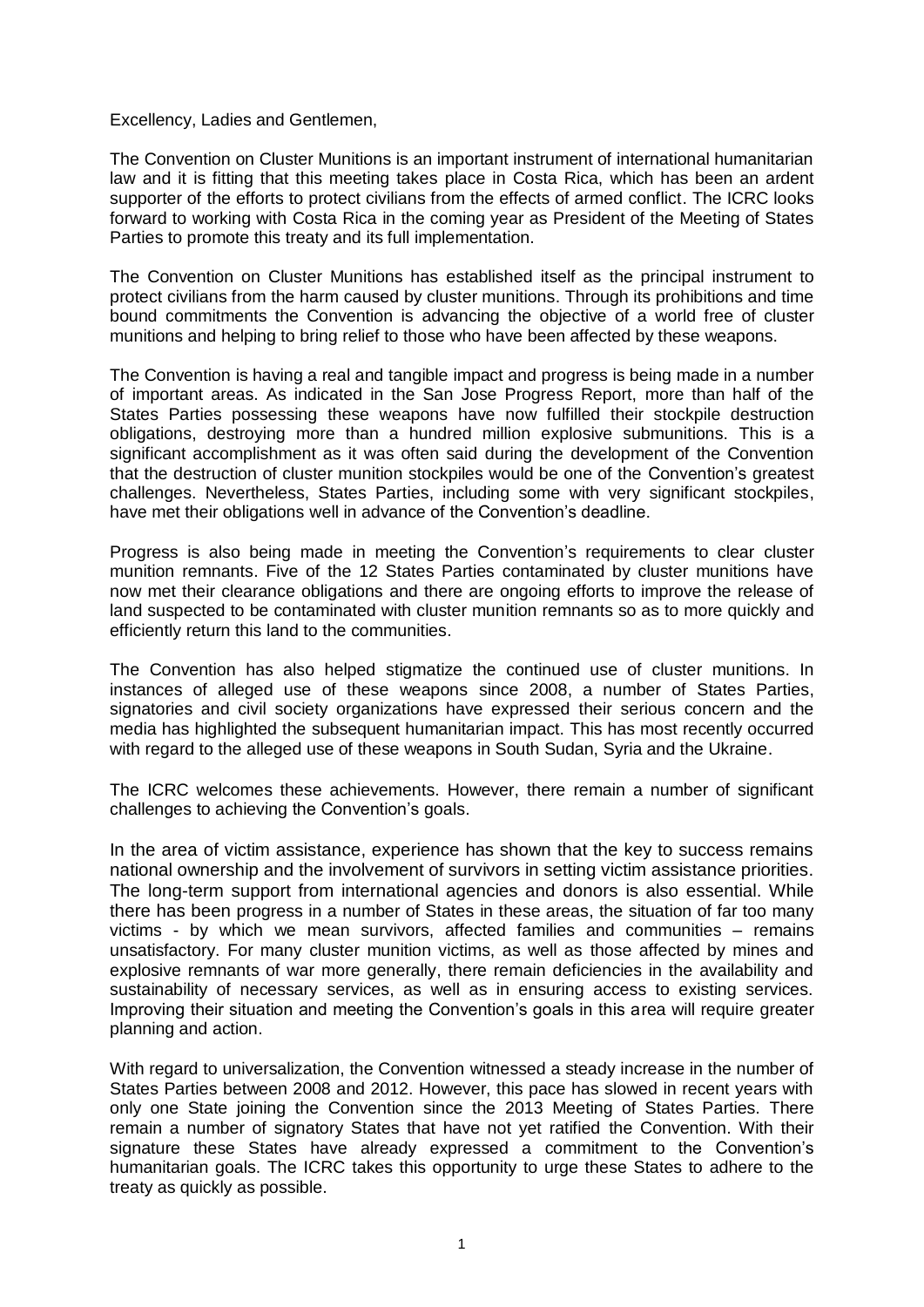Excellency, Ladies and Gentlemen,

The Convention on Cluster Munitions is an important instrument of international humanitarian law and it is fitting that this meeting takes place in Costa Rica, which has been an ardent supporter of the efforts to protect civilians from the effects of armed conflict. The ICRC looks forward to working with Costa Rica in the coming year as President of the Meeting of States Parties to promote this treaty and its full implementation.

The Convention on Cluster Munitions has established itself as the principal instrument to protect civilians from the harm caused by cluster munitions. Through its prohibitions and time bound commitments the Convention is advancing the objective of a world free of cluster munitions and helping to bring relief to those who have been affected by these weapons.

The Convention is having a real and tangible impact and progress is being made in a number of important areas. As indicated in the San Jose Progress Report, more than half of the States Parties possessing these weapons have now fulfilled their stockpile destruction obligations, destroying more than a hundred million explosive submunitions. This is a significant accomplishment as it was often said during the development of the Convention that the destruction of cluster munition stockpiles would be one of the Convention's greatest challenges. Nevertheless, States Parties, including some with very significant stockpiles, have met their obligations well in advance of the Convention's deadline.

Progress is also being made in meeting the Convention's requirements to clear cluster munition remnants. Five of the 12 States Parties contaminated by cluster munitions have now met their clearance obligations and there are ongoing efforts to improve the release of land suspected to be contaminated with cluster munition remnants so as to more quickly and efficiently return this land to the communities.

The Convention has also helped stigmatize the continued use of cluster munitions. In instances of alleged use of these weapons since 2008, a number of States Parties, signatories and civil society organizations have expressed their serious concern and the media has highlighted the subsequent humanitarian impact. This has most recently occurred with regard to the alleged use of these weapons in South Sudan, Syria and the Ukraine.

The ICRC welcomes these achievements. However, there remain a number of significant challenges to achieving the Convention's goals.

In the area of victim assistance, experience has shown that the key to success remains national ownership and the involvement of survivors in setting victim assistance priorities. The long-term support from international agencies and donors is also essential. While there has been progress in a number of States in these areas, the situation of far too many victims - by which we mean survivors, affected families and communities – remains unsatisfactory. For many cluster munition victims, as well as those affected by mines and explosive remnants of war more generally, there remain deficiencies in the availability and sustainability of necessary services, as well as in ensuring access to existing services. Improving their situation and meeting the Convention's goals in this area will require greater planning and action.

With regard to universalization, the Convention witnessed a steady increase in the number of States Parties between 2008 and 2012. However, this pace has slowed in recent years with only one State joining the Convention since the 2013 Meeting of States Parties. There remain a number of signatory States that have not yet ratified the Convention. With their signature these States have already expressed a commitment to the Convention's humanitarian goals. The ICRC takes this opportunity to urge these States to adhere to the treaty as quickly as possible.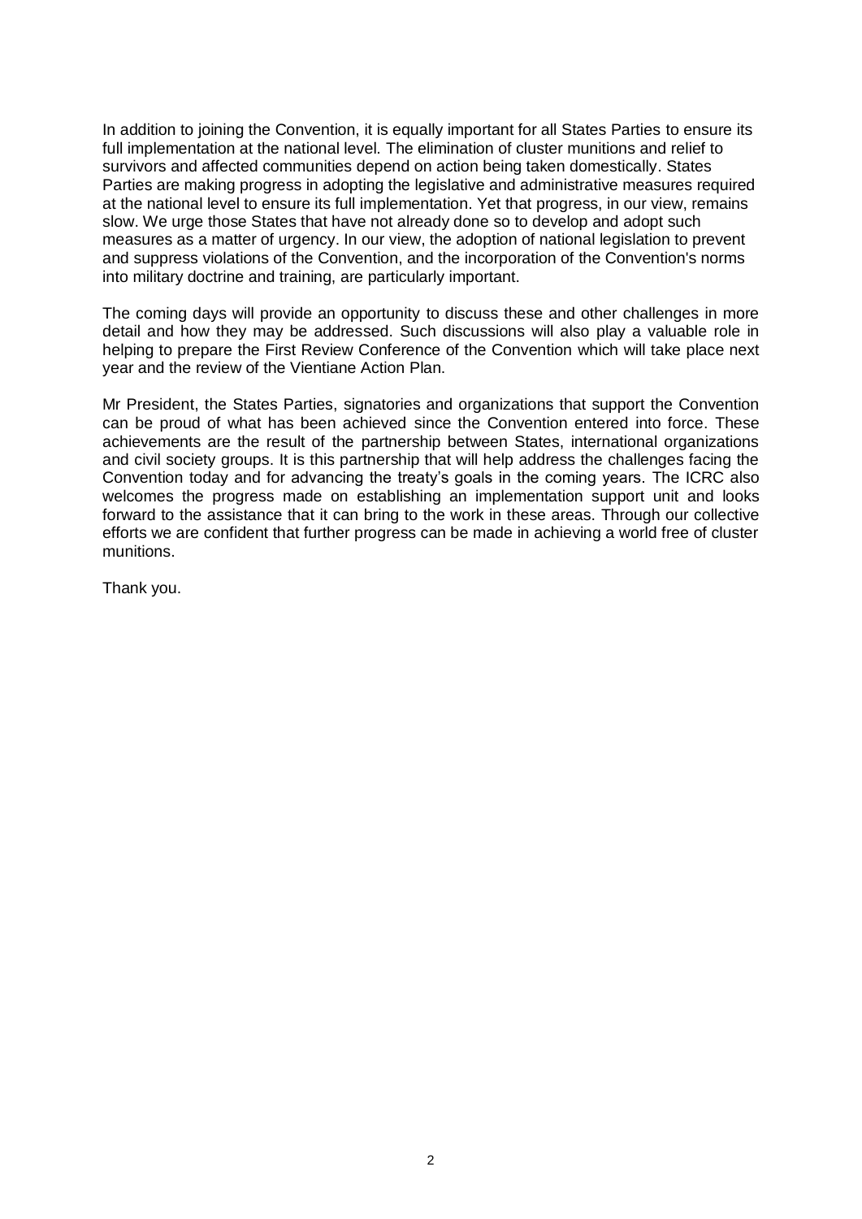In addition to joining the Convention, it is equally important for all States Parties to ensure its full implementation at the national level. The elimination of cluster munitions and relief to survivors and affected communities depend on action being taken domestically. States Parties are making progress in adopting the legislative and administrative measures required at the national level to ensure its full implementation. Yet that progress, in our view, remains slow. We urge those States that have not already done so to develop and adopt such measures as a matter of urgency. In our view, the adoption of national legislation to prevent and suppress violations of the Convention, and the incorporation of the Convention's norms into military doctrine and training, are particularly important.

The coming days will provide an opportunity to discuss these and other challenges in more detail and how they may be addressed. Such discussions will also play a valuable role in helping to prepare the First Review Conference of the Convention which will take place next year and the review of the Vientiane Action Plan.

Mr President, the States Parties, signatories and organizations that support the Convention can be proud of what has been achieved since the Convention entered into force. These achievements are the result of the partnership between States, international organizations and civil society groups. It is this partnership that will help address the challenges facing the Convention today and for advancing the treaty's goals in the coming years. The ICRC also welcomes the progress made on establishing an implementation support unit and looks forward to the assistance that it can bring to the work in these areas. Through our collective efforts we are confident that further progress can be made in achieving a world free of cluster munitions.

Thank you.